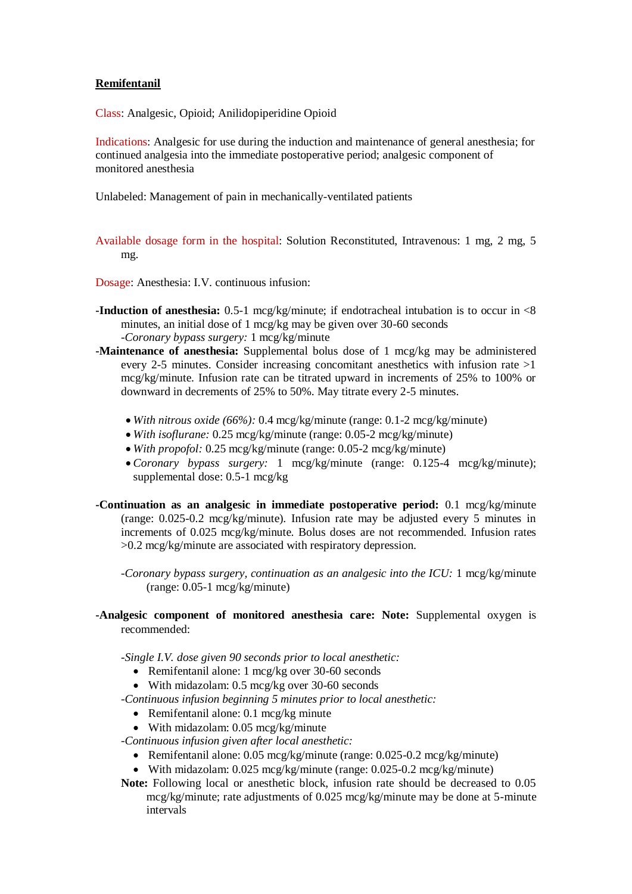**Remifentanil**

Class: Analgesic, Opioid; Anilidopiperidine Opioid

Indications: Analgesic for use during the induction and maintenance of general anesthesia; for continued analgesia into the immediate postoperative period; analgesic component of monitored anesthesia

Unlabeled: Management of pain in mechanically-ventilated patients

Available dosage form in the hospital: Solution Reconstituted, Intravenous: 1 mg, 2 mg, 5 mg.

Dosage: Anesthesia: I.V. continuous infusion:

**-Induction of anesthesia:** 0.5-1 mcg/kg/minute; if endotracheal intubation is to occur in <8 minutes, an initial dose of 1 mcg/kg may be given over 30-60 seconds
*-Coronary bypass surgery:* 1 mcg/kg/minute

**-Maintenance of anesthesia:** Supplemental bolus dose of 1 mcg/kg may be administered every 2-5 minutes. Consider increasing concomitant anesthetics with infusion rate >1 mcg/kg/minute. Infusion rate can be titrated upward in increments of 25% to 100% or downward in decrements of 25% to 50%. May titrate every 2-5 minutes.

- *With nitrous oxide (66%):* 0.4 mcg/kg/minute (range: 0.1-2 mcg/kg/minute)
- *With isoflurane:* 0.25 mcg/kg/minute (range: 0.05-2 mcg/kg/minute)
- *With propofol:* 0.25 mcg/kg/minute (range: 0.05-2 mcg/kg/minute)
- *Coronary bypass surgery:* 1 mcg/kg/minute (range: 0.125-4 mcg/kg/minute); supplemental dose: 0.5-1 mcg/kg

**-Continuation as an analgesic in immediate postoperative period:** 0.1 mcg/kg/minute (range: 0.025-0.2 mcg/kg/minute). Infusion rate may be adjusted every 5 minutes in increments of 0.025 mcg/kg/minute. Bolus doses are not recommended. Infusion rates >0.2 mcg/kg/minute are associated with respiratory depression.

*-Coronary bypass surgery, continuation as an analgesic into the ICU:* 1 mcg/kg/minute (range: 0.05-1 mcg/kg/minute)

**-Analgesic component of monitored anesthesia care: Note:** Supplemental oxygen is recommended:

*-Single I.V. dose given 90 seconds prior to local anesthetic:*

- Remifentanil alone: 1 mcg/kg over 30-60 seconds
- With midazolam: 0.5 mcg/kg over 30-60 seconds

*-Continuous infusion beginning 5 minutes prior to local anesthetic:*

- Remifentanil alone: 0.1 mcg/kg minute
- With midazolam: 0.05 mcg/kg/minute

*-Continuous infusion given after local anesthetic:*

- Remifentanil alone: 0.05 mcg/kg/minute (range: 0.025-0.2 mcg/kg/minute)
- With midazolam: 0.025 mcg/kg/minute (range: 0.025-0.2 mcg/kg/minute)

**Note:** Following local or anesthetic block, infusion rate should be decreased to 0.05 mcg/kg/minute; rate adjustments of 0.025 mcg/kg/minute may be done at 5-minute intervals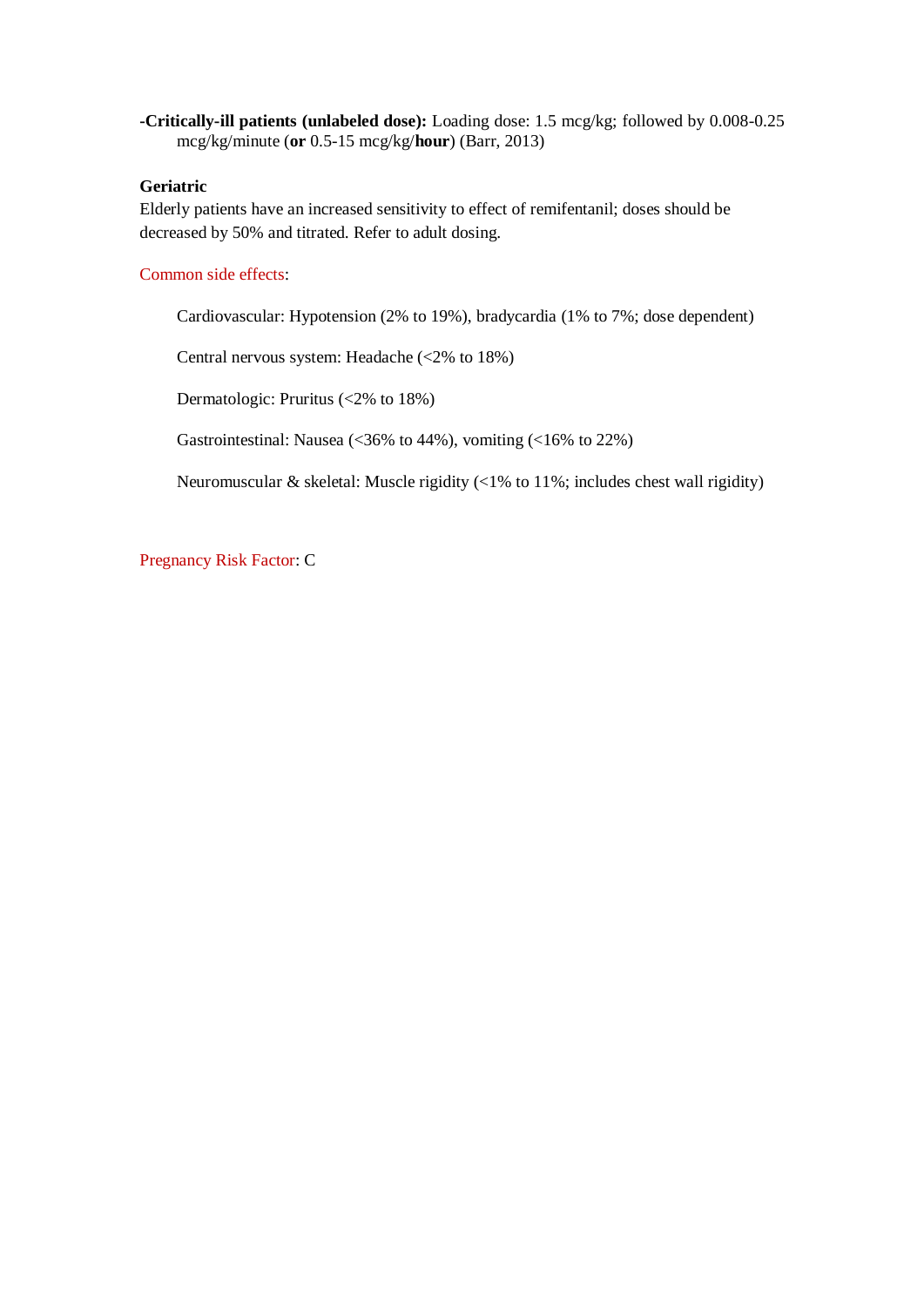-**Critically-ill patients (unlabeled dose):** Loading dose: 1.5 mcg/kg; followed by 0.008-0.25 mcg/kg/minute (**or** 0.5-15 mcg/kg/**hour**) (Barr, 2013)

**Geriatric**

Elderly patients have an increased sensitivity to effect of remifentanil; doses should be decreased by 50% and titrated. Refer to adult dosing.

Common side effects:

Cardiovascular: Hypotension (2% to 19%), bradycardia (1% to 7%; dose dependent)

Central nervous system: Headache (<2% to 18%)

Dermatologic: Pruritus (<2% to 18%)

Gastrointestinal: Nausea (<36% to 44%), vomiting (<16% to 22%)

Neuromuscular & skeletal: Muscle rigidity (<1% to 11%; includes chest wall rigidity)

Pregnancy Risk Factor: C